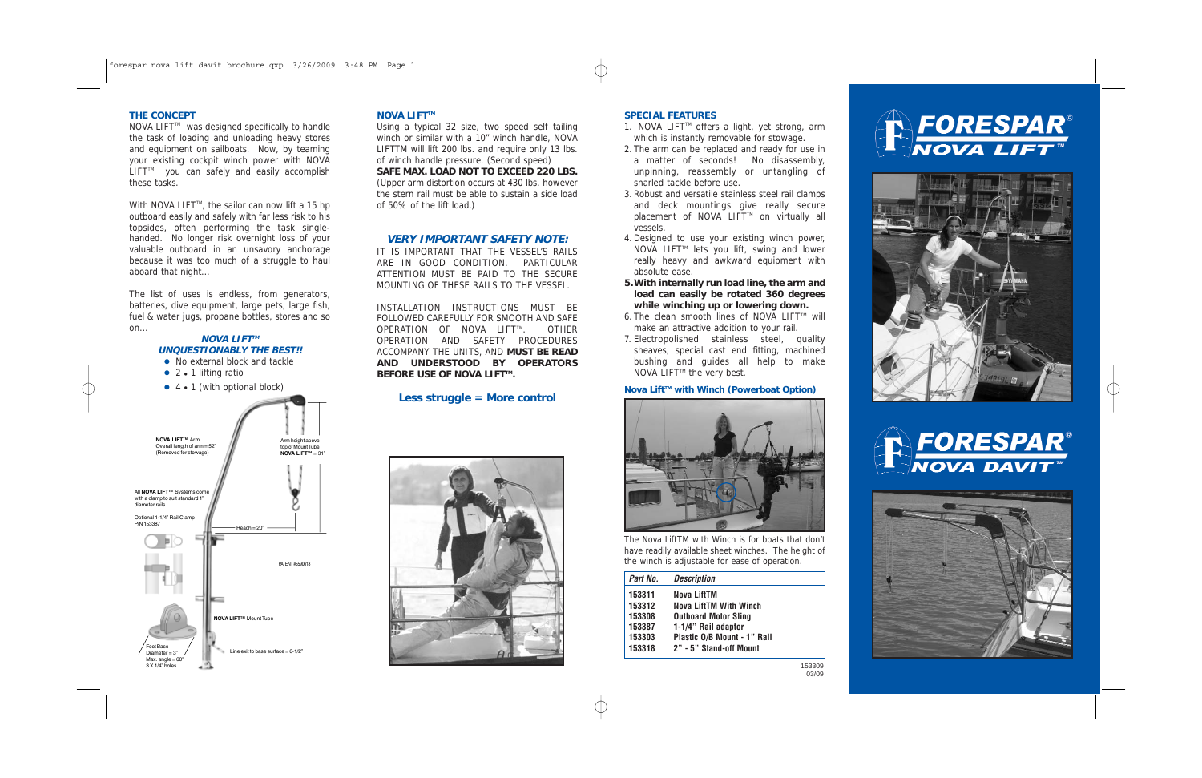### THE CONCEPT

NOVA LIFT™ was designed specifically to handle the task of loading and unloading heavy stores and equipment on sailboats. Now, by teaming your existing cockpit winch power with NOVA LIFT™ you can safely and easily accomplish these tasks.

With NOVA LIFT™, the sailor can now lift a 15 hp outboard easily and safely with far less risk to his topsides, often performing the task single-handed. No longer risk overnight loss of your valuable outboard in an unsavory anchorage because it was too much of a struggle to haul aboard that night...

The list of uses is endless, from generators, batteries, dive equipment, large pets, large fish, fuel & water jugs, propane bottles, stores and so on...

***NOVA LIFT™ UNQUESTIONABLY THE BEST!!***

- No external block and tackle
- 2 • 1 lifting ratio
- 4 • 1 (with optional block)

NOVA LIFT™ Arm
Overall length of arm = 52"
(Removed for stowage)

Arm height above top of Mount Tube
NOVA LIFT™ = 31"

All NOVA LIFT™ Systems come with a clamp to suit standard 1" diameter rails.

Optional 1-1/4" Rail Clamp
P/N 153387

Reach = 20"

PATENT #5690818

NOVA LIFT™ Mount Tube

Foot Base
Diameter = 3"
Max. angle = 60°
3 X 1/4" holes

Line exit to base surface = 6-1/2"

### NOVA LIFT™

Using a typical 32 size, two speed self tailing winch or similar with a 10" winch handle, NOVA LIFTTM will lift 200 lbs. and require only 13 lbs. of winch handle pressure. (Second speed)

**SAFE MAX. LOAD NOT TO EXCEED 220 LBS.**

(Upper arm distortion occurs at 430 lbs. however the stern rail must be able to sustain a side load of 50% of the lift load.)

### *VERY IMPORTANT SAFETY NOTE:*

IT IS IMPORTANT THAT THE VESSEL'S RAILS ARE IN GOOD CONDITION. PARTICULAR ATTENTION MUST BE PAID TO THE SECURE MOUNTING OF THESE RAILS TO THE VESSEL.

INSTALLATION INSTRUCTIONS MUST BE FOLLOWED CAREFULLY FOR SMOOTH AND SAFE OPERATION OF NOVA LIFT™. OTHER OPERATION AND SAFETY PROCEDURES ACCOMPANY THE UNITS, AND **MUST BE READ AND UNDERSTOOD BY OPERATORS BEFORE USE OF NOVA LIFT™.**

**Less struggle = More control**

### SPECIAL FEATURES

1. NOVA LIFT™ offers a light, yet strong, arm which is instantly removable for stowage.
2. The arm can be replaced and ready for use in a matter of seconds! No disassembly, unpinning, reassembly or untangling of snarled tackle before use.
3. Robust and versatile stainless steel rail clamps and deck mountings give really secure placement of NOVA LIFT™ on virtually all vessels.
4. Designed to use your existing winch power, NOVA LIFT™ lets you lift, swing and lower really heavy and awkward equipment with absolute ease.
5. **With internally run load line, the arm and load can easily be rotated 360 degrees while winching up or lowering down.**
6. The clean smooth lines of NOVA LIFT™ will make an attractive addition to your rail.
7. Electropolished stainless steel, quality sheaves, special cast end fitting, machined bushing and guides all help to make NOVA LIFT™ the very best.

### Nova Lift™ with Winch (Powerboat Option)

The Nova LiftTM with Winch is for boats that don't have readily available sheet winches. The height of the winch is adjustable for ease of operation.

| *Part No.* | *Description* |
|---|---|
| 153311 | Nova LiftTM |
| 153312 | Nova LiftTM With Winch |
| 153308 | Outboard Motor Sling |
| 153387 | 1-1/4" Rail adaptor |
| 153303 | Plastic O/B Mount - 1" Rail |
| 153318 | 2" - 5" Stand-off Mount |

153309
03/09

# FORESPAR® NOVA LIFT™

# FORESPAR® NOVA DAVIT™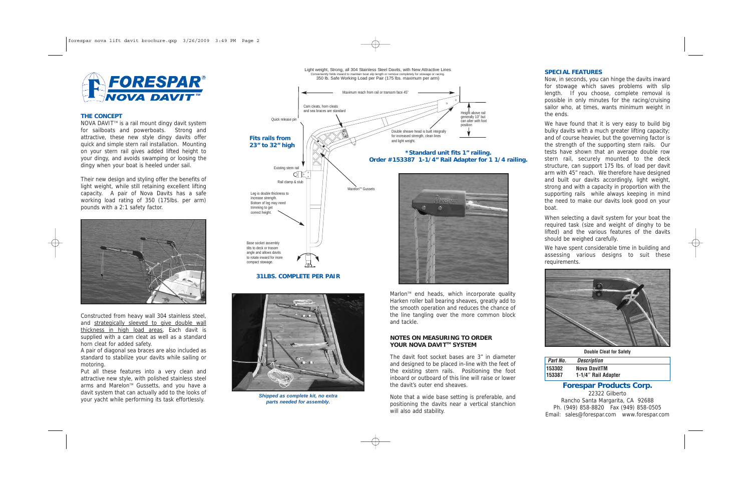# FORESPAR® NOVA DAVIT™

## THE CONCEPT

NOVA DAVIT™ is a rail mount dingy davit system for sailboats and powerboats. Strong and attractive, these new style dingy davits offer quick and simple stern rail installation. Mounting on your stern rail gives added lifted height to your dingy, and avoids swamping or loosing the dingy when your boat is heeled under sail.

Their new design and styling offer the benefits of light weight, while still retaining excellent lifting capacity. A pair of Nova Davits has a safe working load rating of 350 (175lbs. per arm) pounds with a 2:1 safety factor.

Constructed from heavy wall 304 stainless steel, and strategically sleeved to give double wall thickness in high load areas, Each davit is supplied with a cam cleat as well as a standard horn cleat for added safety.

A pair of diagonal sea braces are also included as standard to stabilize your davits while sailing or motoring.

Put all these features into a very clean and attractive new style, with polished stainless steel arms and Marelon™ Gussetts, and you have a davit system that can actually add to the looks of your yacht while performing its task effortlessly.

Light weight, Strong, all 304 Stainless Steel Davits, with New Attractive Lines
Conveniently folds inward to maintain boat slip length or remove completely for stowage or racing.
350 lb. Safe Working Load per Pair (175 lbs. maximum per arm)

Maximum reach from rail or transom face 45"
Cam cleats, horn cleats and sea braces are standard
Quick release pin
Height above rail generally 10" but can alter with foot position
Double sheave head is built integrally for increased strength, clean lines and light weight.
**Fits rails from 23" to 32" high**
Existing stern rail
Rail clamp & stub
Marelon™ Gussets
Leg is double thickness to increase strength. Bottom of leg may need trimming to get correct height.
Base socket assembly tilts to deck or trasom angle and allows davits to rotate inward for more compact stowage.

**31LBS. COMPLETE PER PAIR**

***Standard unit fits 1" railing.**
**Order #153387 1-1/4" Rail Adapter for 1 1/4 railing.**

*Shipped as complete kit, no extra parts needed for assembly.*

Marlon™ end heads, which incorporate quality Harken roller ball bearing sheaves, greatly add to the smooth operation and reduces the chance of the line tangling over the more common block and tackle.

### NOTES ON MEASURING TO ORDER YOUR NOVA DAVIT™ SYSTEM

The davit foot socket bases are 3" in diameter and designed to be placed in-line with the feet of the existing stern rails. Positioning the foot inboard or outboard of this line will raise or lower the davit's outer end sheaves.

Note that a wide base setting is preferable, and positioning the davits near a vertical stanchion will also add stability.

## SPECIAL FEATURES

Now, in seconds, you can hinge the davits inward for stowage which saves problems with slip length. If you choose, complete removal is possible in only minutes for the racing/cruising sailor who, at times, wants minimum weight in the ends.

We have found that it is very easy to build big bulky davits with a much greater lifting capacity; and of course heavier, but the governing factor is the strength of the supporting stern rails. Our tests have shown that an average double row stern rail, securely mounted to the deck structure, can support 175 lbs. of load per davit arm with 45" reach. We therefore have designed and built our davits accordingly, light weight, strong and with a capacity in proportion with the supporting rails while always keeping in mind the need to make our davits look good on your boat.

When selecting a davit system for your boat the required task (size and weight of dinghy to be lifted) and the various features of the davits should be weighed carefully.

We have spent considerable time in building and assessing various designs to suit these requirements.

**Double Cleat for Safety**

| *Part No.* | *Description* |
|---|---|
| 153302 | Nova DavitTM |
| 153387 | 1-1/4" Rail Adapter |

## Forespar Products Corp.

22322 Gilberto
Rancho Santa Margarita, CA 92688
Ph. (949) 858-8820 Fax (949) 858-0505
Email: sales@forespar.com www.forespar.com